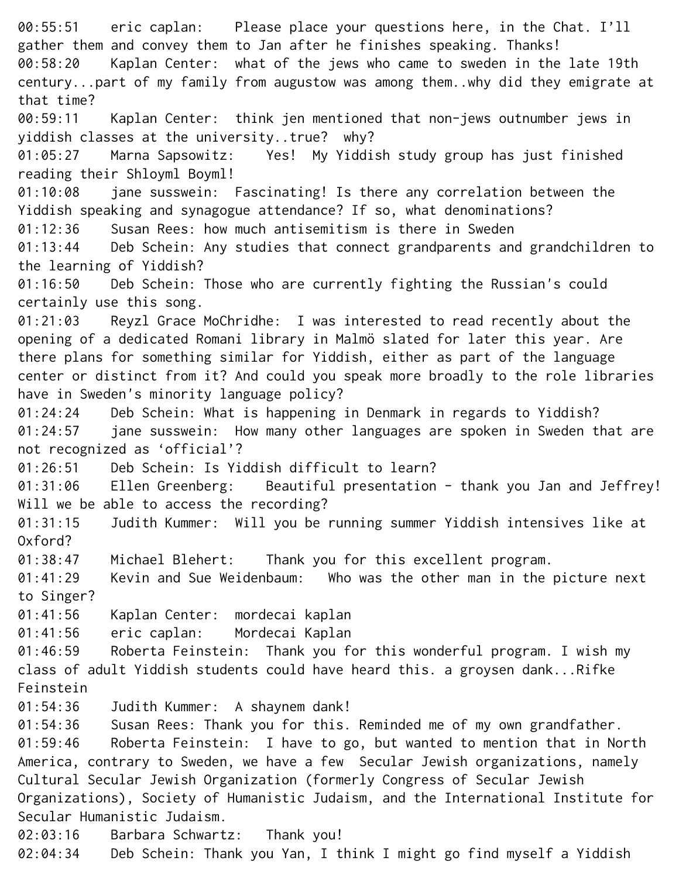00:55:51	eric caplan:	Please place your questions here, in the Chat. I'll gather them and convey them to Jan after he finishes speaking. Thanks!
00:58:20	Kaplan Center:	what of the jews who came to sweden in the late 19th century...part of my family from augustow was among them..why did they emigrate at that time?
00:59:11	Kaplan Center:	think jen mentioned that non-jews outnumber jews in yiddish classes at the university..true? why?
01:05:27	Marna Sapsowitz:	Yes! My Yiddish study group has just finished reading their Shloyml Boyml!
01:10:08	jane susswein:	Fascinating! Is there any correlation between the Yiddish speaking and synagogue attendance? If so, what denominations?
01:12:36	Susan Rees:	how much antisemitism is there in Sweden
01:13:44	Deb Schein:	Any studies that connect grandparents and grandchildren to the learning of Yiddish?
01:16:50	Deb Schein:	Those who are currently fighting the Russian's could certainly use this song.
01:21:03	Reyzl Grace MoChridhe:	I was interested to read recently about the opening of a dedicated Romani library in Malmö slated for later this year. Are there plans for something similar for Yiddish, either as part of the language center or distinct from it? And could you speak more broadly to the role libraries have in Sweden's minority language policy?
01:24:24	Deb Schein:	What is happening in Denmark in regards to Yiddish?
01:24:57	jane susswein:	How many other languages are spoken in Sweden that are not recognized as 'official'?
01:26:51	Deb Schein:	Is Yiddish difficult to learn?
01:31:06	Ellen Greenberg:	Beautiful presentation - thank you Jan and Jeffrey! Will we be able to access the recording?
01:31:15	Judith Kummer:	Will you be running summer Yiddish intensives like at Oxford?
01:38:47	Michael Blehert:	Thank you for this excellent program.
01:41:29	Kevin and Sue Weidenbaum:	Who was the other man in the picture next to Singer?
01:41:56	Kaplan Center:	mordecai kaplan
01:41:56	eric caplan:	Mordecai Kaplan
01:46:59	Roberta Feinstein:	Thank you for this wonderful program. I wish my class of adult Yiddish students could have heard this. a groysen dank...Rifke Feinstein
01:54:36	Judith Kummer:	A shaynem dank!
01:54:36	Susan Rees:	Thank you for this. Reminded me of my own grandfather.
01:59:46	Roberta Feinstein:	I have to go, but wanted to mention that in North America, contrary to Sweden, we have a few Secular Jewish organizations, namely Cultural Secular Jewish Organization (formerly Congress of Secular Jewish Organizations), Society of Humanistic Judaism, and the International Institute for Secular Humanistic Judaism.
02:03:16	Barbara Schwartz:	Thank you!
02:04:34	Deb Schein:	Thank you Yan, I think I might go find myself a Yiddish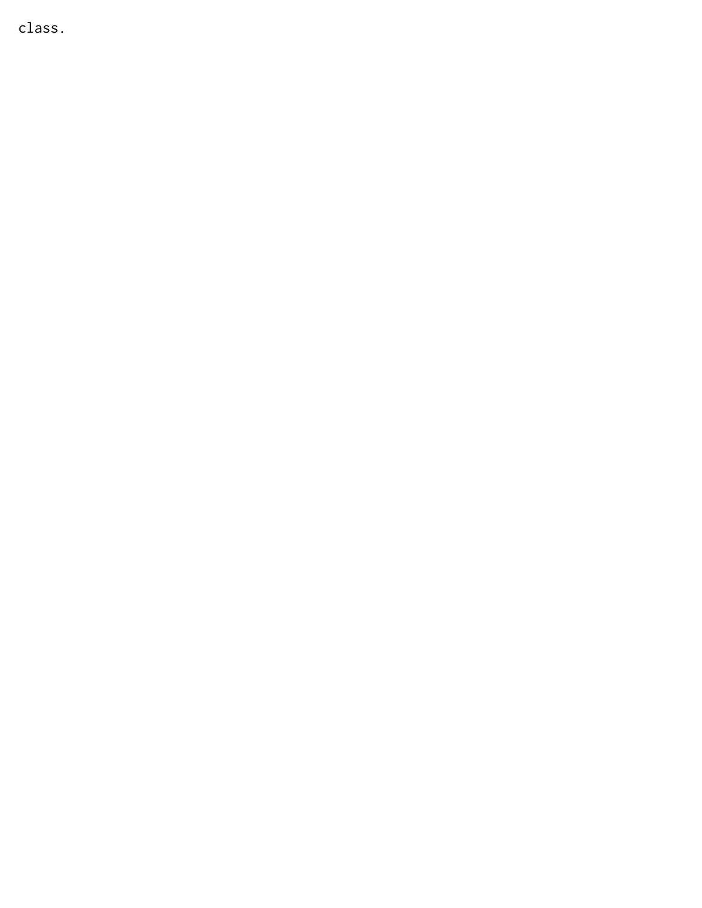class.